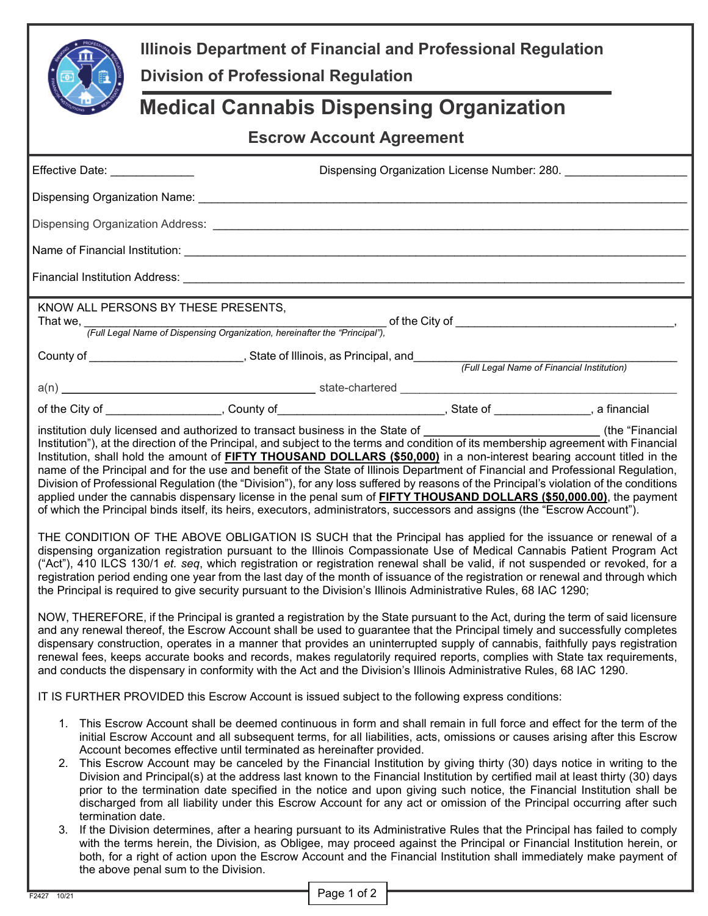Illinois Department of Financial and Professional Regulation

Division of Professional Regulation

# Medical Cannabis Dispensing Organization

## Escrow Account Agreement

Effective Date: _____________ Dispensing Organization License Number: 280. ___________________

Dispensing Organization Name: ___________________________________________________________________________

Dispensing Organization Address: _________________________________________________________________________

Name of Financial Institution: ____________________________________________________________________________

Financial Institution Address: ____________________________________________________________________________

KNOW ALL PERSONS BY THESE PRESENTS,

That we, ______________________________________________ of the City of __________________________________,
*(Full Legal Name of Dispensing Organization, hereinafter the "Principal"),*

County of ________________________, State of Illinois, as Principal, and__________________________________________
*(Full Legal Name of Financial Institution)*

a(n) ________________________________________ state-chartered __________________________________________

of the City of _________________, County of_________________________, State of ______________, a financial

institution duly licensed and authorized to transact business in the State of ___________________________ (the "Financial Institution"), at the direction of the Principal, and subject to the terms and condition of its membership agreement with Financial Institution, shall hold the amount of **FIFTY THOUSAND DOLLARS ($50,000)** in a non-interest bearing account titled in the name of the Principal and for the use and benefit of the State of Illinois Department of Financial and Professional Regulation, Division of Professional Regulation (the "Division"), for any loss suffered by reasons of the Principal's violation of the conditions applied under the cannabis dispensary license in the penal sum of **FIFTY THOUSAND DOLLARS ($50,000.00)**, the payment of which the Principal binds itself, its heirs, executors, administrators, successors and assigns (the "Escrow Account").

THE CONDITION OF THE ABOVE OBLIGATION IS SUCH that the Principal has applied for the issuance or renewal of a dispensing organization registration pursuant to the Illinois Compassionate Use of Medical Cannabis Patient Program Act ("Act"), 410 ILCS 130/1 *et. seq*, which registration or registration renewal shall be valid, if not suspended or revoked, for a registration period ending one year from the last day of the month of issuance of the registration or renewal and through which the Principal is required to give security pursuant to the Division's Illinois Administrative Rules, 68 IAC 1290;

NOW, THEREFORE, if the Principal is granted a registration by the State pursuant to the Act, during the term of said licensure and any renewal thereof, the Escrow Account shall be used to guarantee that the Principal timely and successfully completes dispensary construction, operates in a manner that provides an uninterrupted supply of cannabis, faithfully pays registration renewal fees, keeps accurate books and records, makes regulatorily required reports, complies with State tax requirements, and conducts the dispensary in conformity with the Act and the Division's Illinois Administrative Rules, 68 IAC 1290.

IT IS FURTHER PROVIDED this Escrow Account is issued subject to the following express conditions:

1. This Escrow Account shall be deemed continuous in form and shall remain in full force and effect for the term of the initial Escrow Account and all subsequent terms, for all liabilities, acts, omissions or causes arising after this Escrow Account becomes effective until terminated as hereinafter provided.
2. This Escrow Account may be canceled by the Financial Institution by giving thirty (30) days notice in writing to the Division and Principal(s) at the address last known to the Financial Institution by certified mail at least thirty (30) days prior to the termination date specified in the notice and upon giving such notice, the Financial Institution shall be discharged from all liability under this Escrow Account for any act or omission of the Principal occurring after such termination date.
3. If the Division determines, after a hearing pursuant to its Administrative Rules that the Principal has failed to comply with the terms herein, the Division, as Obligee, may proceed against the Principal or Financial Institution herein, or both, for a right of action upon the Escrow Account and the Financial Institution shall immediately make payment of the above penal sum to the Division.

F2427 10/21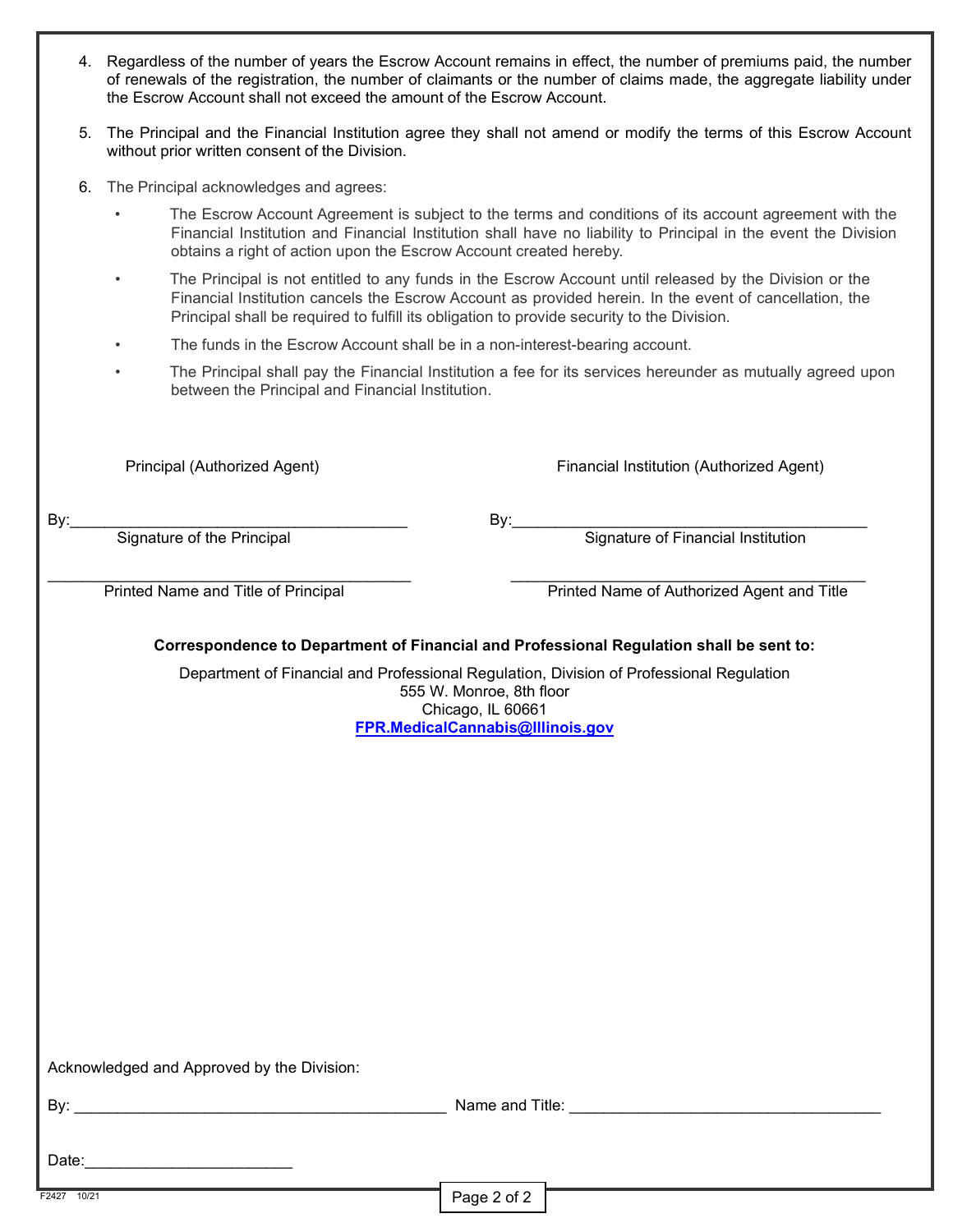4. Regardless of the number of years the Escrow Account remains in effect, the number of premiums paid, the number of renewals of the registration, the number of claimants or the number of claims made, the aggregate liability under the Escrow Account shall not exceed the amount of the Escrow Account.

5. The Principal and the Financial Institution agree they shall not amend or modify the terms of this Escrow Account without prior written consent of the Division.

6. The Principal acknowledges and agrees:
   - The Escrow Account Agreement is subject to the terms and conditions of its account agreement with the Financial Institution and Financial Institution shall have no liability to Principal in the event the Division obtains a right of action upon the Escrow Account created hereby.
   - The Principal is not entitled to any funds in the Escrow Account until released by the Division or the Financial Institution cancels the Escrow Account as provided herein. In the event of cancellation, the Principal shall be required to fulfill its obligation to provide security to the Division.
   - The funds in the Escrow Account shall be in a non-interest-bearing account.
   - The Principal shall pay the Financial Institution a fee for its services hereunder as mutually agreed upon between the Principal and Financial Institution.

Principal (Authorized Agent)

By:________________________________________
Signature of the Principal

___________________________________________
Printed Name and Title of Principal

Financial Institution (Authorized Agent)

By:________________________________________
Signature of Financial Institution

___________________________________________
Printed Name of Authorized Agent and Title

**Correspondence to Department of Financial and Professional Regulation shall be sent to:**

Department of Financial and Professional Regulation, Division of Professional Regulation
555 W. Monroe, 8th floor
Chicago, IL 60661
FPR.MedicalCannabis@Illinois.gov

Acknowledged and Approved by the Division:

By: ___________________________________________ Name and Title: ____________________________________

Date:_______________________

F2427 10/21